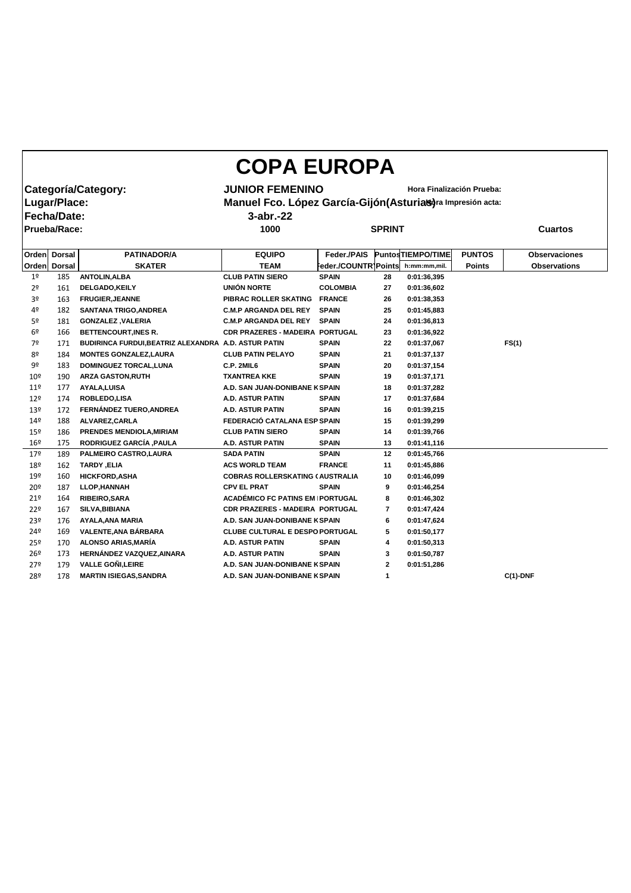# COPA EUROPA

**Categoría/Category:** **JUNIOR FEMENINO** **Hora Finalización Prueba:**

**Lugar/Place:** **Manuel Fco. López García-Gijón(Asturias)** **Hora Impresión acta:**

**Fecha/Date:** **3-abr.-22**

**Prueba/Race:** **1000** **SPRINT** **Cuartos**

| Orden | Dorsal | PATINADOR/A | EQUIPO | Feder./PAIS | Puntos | TIEMPO/TIME | PUNTOS | Observaciones |
|---|---|---|---|---|---|---|---|---|
| Orden | Dorsal | SKATER | TEAM | Feder./COUNTRY | Points | h:mm:mm,mil. | Points | Observations |
| 1º | 185 | ANTOLIN,ALBA | CLUB PATIN SIERO | SPAIN | 28 | 0:01:36,395 | | |
| 2º | 161 | DELGADO,KEILY | UNIÓN NORTE | COLOMBIA | 27 | 0:01:36,602 | | |
| 3º | 163 | FRUGIER,JEANNE | PIBRAC ROLLER SKATING | FRANCE | 26 | 0:01:38,353 | | |
| 4º | 182 | SANTANA TRIGO,ANDREA | C.M.P ARGANDA DEL REY | SPAIN | 25 | 0:01:45,883 | | |
| 5º | 181 | GONZALEZ ,VALERIA | C.M.P ARGANDA DEL REY | SPAIN | 24 | 0:01:36,813 | | |
| 6º | 166 | BETTENCOURT,INES R. | CDR PRAZERES - MADEIRA | PORTUGAL | 23 | 0:01:36,922 | | |
| 7º | 171 | BUDIRINCA FURDUI,BEATRIZ ALEXANDRA | A.D. ASTUR PATIN | SPAIN | 22 | 0:01:37,067 | | FS(1) |
| 8º | 184 | MONTES GONZALEZ,LAURA | CLUB PATIN PELAYO | SPAIN | 21 | 0:01:37,137 | | |
| 9º | 183 | DOMINGUEZ TORCAL,LUNA | C.P. 2MIL6 | SPAIN | 20 | 0:01:37,154 | | |
| 10º | 190 | ARZA GASTON,RUTH | TXANTREA KKE | SPAIN | 19 | 0:01:37,171 | | |
| 11º | 177 | AYALA,LUISA | A.D. SAN JUAN-DONIBANE K | SPAIN | 18 | 0:01:37,282 | | |
| 12º | 174 | ROBLEDO,LISA | A.D. ASTUR PATIN | SPAIN | 17 | 0:01:37,684 | | |
| 13º | 172 | FERNÁNDEZ TUERO,ANDREA | A.D. ASTUR PATIN | SPAIN | 16 | 0:01:39,215 | | |
| 14º | 188 | ALVAREZ,CARLA | FEDERACIÓ CATALANA ESP | SPAIN | 15 | 0:01:39,299 | | |
| 15º | 186 | PRENDES MENDIOLA,MIRIAM | CLUB PATIN SIERO | SPAIN | 14 | 0:01:39,766 | | |
| 16º | 175 | RODRIGUEZ GARCÍA ,PAULA | A.D. ASTUR PATIN | SPAIN | 13 | 0:01:41,116 | | |
| 17º | 189 | PALMEIRO CASTRO,LAURA | SADA PATIN | SPAIN | 12 | 0:01:45,766 | | |
| 18º | 162 | TARDY ,ELIA | ACS WORLD TEAM | FRANCE | 11 | 0:01:45,886 | | |
| 19º | 160 | HICKFORD,ASHA | COBRAS ROLLERSKATING ( | AUSTRALIA | 10 | 0:01:46,099 | | |
| 20º | 187 | LLOP,HANNAH | CPV EL PRAT | SPAIN | 9 | 0:01:46,254 | | |
| 21º | 164 | RIBEIRO,SARA | ACADÉMICO FC PATINS EM | PORTUGAL | 8 | 0:01:46,302 | | |
| 22º | 167 | SILVA,BIBIANA | CDR PRAZERES - MADEIRA | PORTUGAL | 7 | 0:01:47,424 | | |
| 23º | 176 | AYALA,ANA MARIA | A.D. SAN JUAN-DONIBANE K | SPAIN | 6 | 0:01:47,624 | | |
| 24º | 169 | VALENTE,ANA BÁRBARA | CLUBE CULTURAL E DESPO | PORTUGAL | 5 | 0:01:50,177 | | |
| 25º | 170 | ALONSO ARIAS,MARÍA | A.D. ASTUR PATIN | SPAIN | 4 | 0:01:50,313 | | |
| 26º | 173 | HERNÁNDEZ VAZQUEZ,AINARA | A.D. ASTUR PATIN | SPAIN | 3 | 0:01:50,787 | | |
| 27º | 179 | VALLE GOÑI,LEIRE | A.D. SAN JUAN-DONIBANE K | SPAIN | 2 | 0:01:51,286 | | |
| 28º | 178 | MARTIN ISIEGAS,SANDRA | A.D. SAN JUAN-DONIBANE K | SPAIN | 1 | | | C(1)-DNF |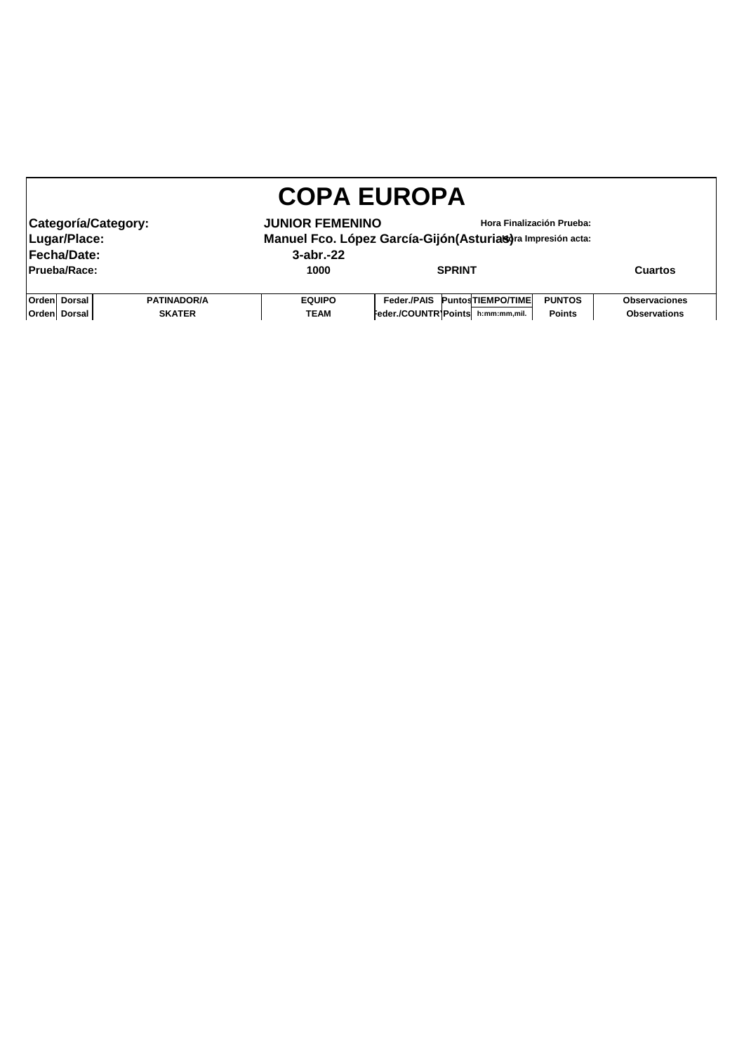# COPA EUROPA

**Categoría/Category:** JUNIOR FEMENINO — **Hora Finalización Prueba:**

**Lugar/Place:** Manuel Fco. López García-Gijón(Asturias) — **Hora Impresión acta:**

**Fecha/Date:** 3-abr.-22

**Prueba/Race:** 1000 — SPRINT — Cuartos

| Orden | Dorsal | PATINADOR/A | EQUIPO | Feder./PAIS | Puntos | TIEMPO/TIME | PUNTOS | Observaciones |
|---|---|---|---|---|---|---|---|---|
| Orden | Dorsal | SKATER | TEAM | Feder./COUNTRY | Points | h:mm:mm,mil. | Points | Observations |